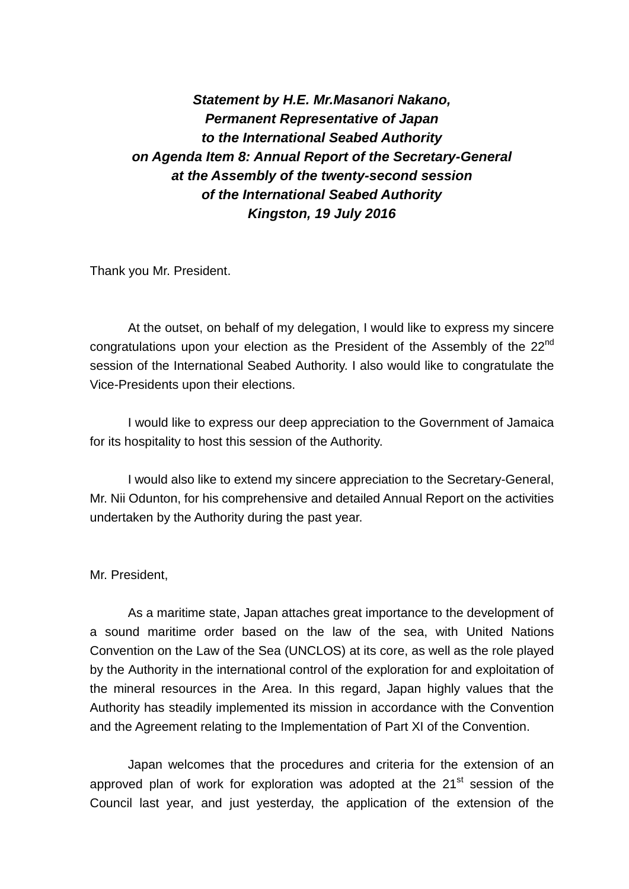***Statement by H.E. Mr.Masanori Nakano,***
***Permanent Representative of Japan***
***to the International Seabed Authority***
***on Agenda Item 8: Annual Report of the Secretary-General***
***at the Assembly of the twenty-second session***
***of the International Seabed Authority***
***Kingston, 19 July 2016***

Thank you Mr. President.

At the outset, on behalf of my delegation, I would like to express my sincere congratulations upon your election as the President of the Assembly of the 22nd session of the International Seabed Authority. I also would like to congratulate the Vice-Presidents upon their elections.

I would like to express our deep appreciation to the Government of Jamaica for its hospitality to host this session of the Authority.

I would also like to extend my sincere appreciation to the Secretary-General, Mr. Nii Odunton, for his comprehensive and detailed Annual Report on the activities undertaken by the Authority during the past year.

Mr. President,

As a maritime state, Japan attaches great importance to the development of a sound maritime order based on the law of the sea, with United Nations Convention on the Law of the Sea (UNCLOS) at its core, as well as the role played by the Authority in the international control of the exploration for and exploitation of the mineral resources in the Area. In this regard, Japan highly values that the Authority has steadily implemented its mission in accordance with the Convention and the Agreement relating to the Implementation of Part XI of the Convention.

Japan welcomes that the procedures and criteria for the extension of an approved plan of work for exploration was adopted at the 21st session of the Council last year, and just yesterday, the application of the extension of the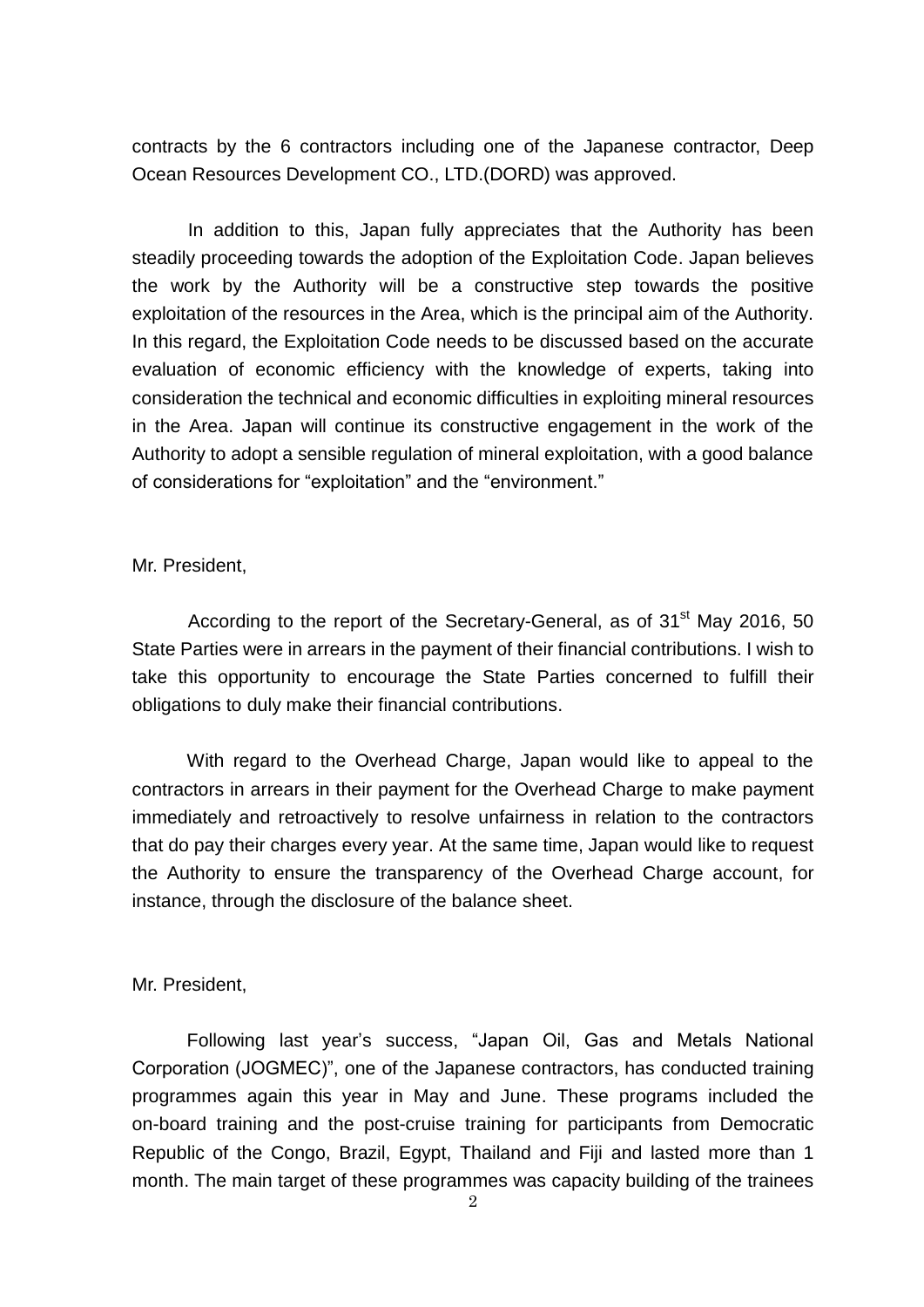contracts by the 6 contractors including one of the Japanese contractor, Deep Ocean Resources Development CO., LTD.(DORD) was approved.

In addition to this, Japan fully appreciates that the Authority has been steadily proceeding towards the adoption of the Exploitation Code. Japan believes the work by the Authority will be a constructive step towards the positive exploitation of the resources in the Area, which is the principal aim of the Authority. In this regard, the Exploitation Code needs to be discussed based on the accurate evaluation of economic efficiency with the knowledge of experts, taking into consideration the technical and economic difficulties in exploiting mineral resources in the Area. Japan will continue its constructive engagement in the work of the Authority to adopt a sensible regulation of mineral exploitation, with a good balance of considerations for "exploitation" and the "environment."

Mr. President,

According to the report of the Secretary-General, as of 31st May 2016, 50 State Parties were in arrears in the payment of their financial contributions. I wish to take this opportunity to encourage the State Parties concerned to fulfill their obligations to duly make their financial contributions.

With regard to the Overhead Charge, Japan would like to appeal to the contractors in arrears in their payment for the Overhead Charge to make payment immediately and retroactively to resolve unfairness in relation to the contractors that do pay their charges every year. At the same time, Japan would like to request the Authority to ensure the transparency of the Overhead Charge account, for instance, through the disclosure of the balance sheet.

Mr. President,

Following last year's success, "Japan Oil, Gas and Metals National Corporation (JOGMEC)", one of the Japanese contractors, has conducted training programmes again this year in May and June. These programs included the on-board training and the post-cruise training for participants from Democratic Republic of the Congo, Brazil, Egypt, Thailand and Fiji and lasted more than 1 month. The main target of these programmes was capacity building of the trainees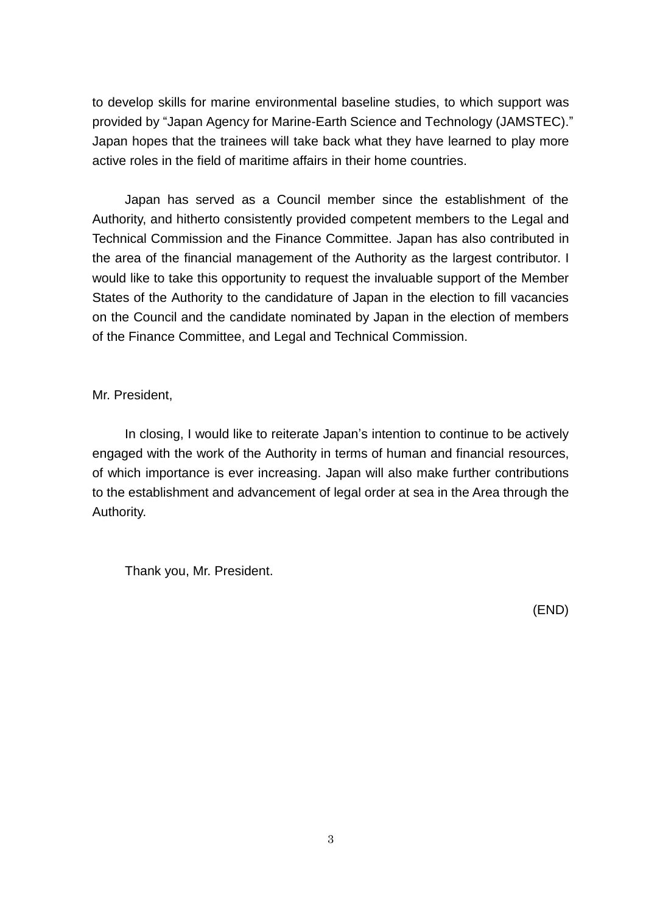to develop skills for marine environmental baseline studies, to which support was provided by “Japan Agency for Marine-Earth Science and Technology (JAMSTEC).” Japan hopes that the trainees will take back what they have learned to play more active roles in the field of maritime affairs in their home countries.

Japan has served as a Council member since the establishment of the Authority, and hitherto consistently provided competent members to the Legal and Technical Commission and the Finance Committee. Japan has also contributed in the area of the financial management of the Authority as the largest contributor. I would like to take this opportunity to request the invaluable support of the Member States of the Authority to the candidature of Japan in the election to fill vacancies on the Council and the candidate nominated by Japan in the election of members of the Finance Committee, and Legal and Technical Commission.

Mr. President,

In closing, I would like to reiterate Japan’s intention to continue to be actively engaged with the work of the Authority in terms of human and financial resources, of which importance is ever increasing. Japan will also make further contributions to the establishment and advancement of legal order at sea in the Area through the Authority.

Thank you, Mr. President.

(END)